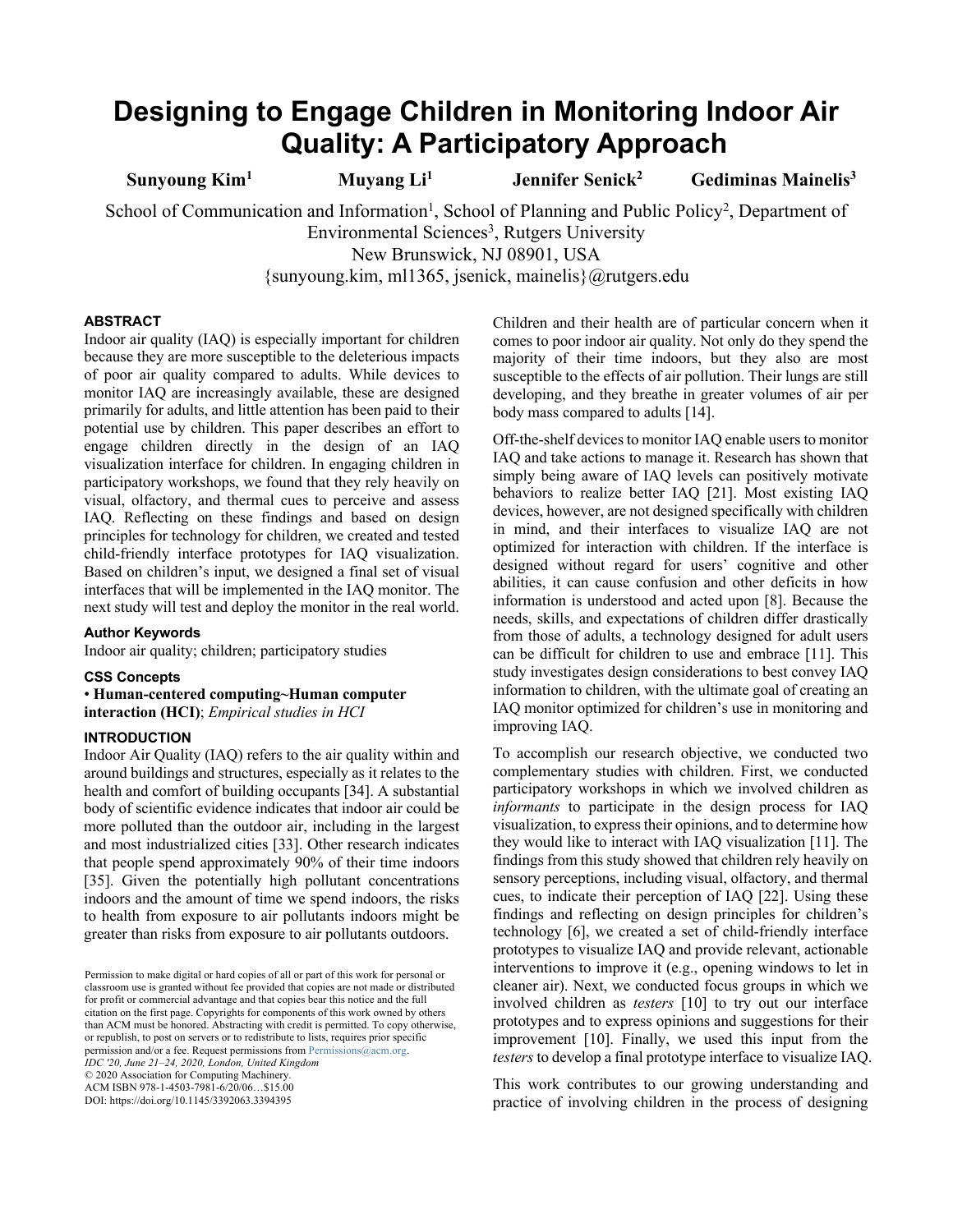# Designing to Engage Children in Monitoring Indoor Air Quality: A Participatory Approach

**Sunyoung Kim[1]** **Muyang Li[1]** **Jennifer Senick[2]** **Gediminas Mainelis[3]**

School of Communication and Information[1], School of Planning and Public Policy[2], Department of Environmental Sciences[3], Rutgers University
New Brunswick, NJ 08901, USA
{sunyoung.kim, ml1365, jsenick, mainelis}@rutgers.edu

## ABSTRACT

Indoor air quality (IAQ) is especially important for children because they are more susceptible to the deleterious impacts of poor air quality compared to adults. While devices to monitor IAQ are increasingly available, these are designed primarily for adults, and little attention has been paid to their potential use by children. This paper describes an effort to engage children directly in the design of an IAQ visualization interface for children. In engaging children in participatory workshops, we found that they rely heavily on visual, olfactory, and thermal cues to perceive and assess IAQ. Reflecting on these findings and based on design principles for technology for children, we created and tested child-friendly interface prototypes for IAQ visualization. Based on children's input, we designed a final set of visual interfaces that will be implemented in the IAQ monitor. The next study will test and deploy the monitor in the real world.

### Author Keywords

Indoor air quality; children; participatory studies

### CSS Concepts

• **Human-centered computing~Human computer interaction (HCI)**; *Empirical studies in HCI*

## INTRODUCTION

Indoor Air Quality (IAQ) refers to the air quality within and around buildings and structures, especially as it relates to the health and comfort of building occupants [34]. A substantial body of scientific evidence indicates that indoor air could be more polluted than the outdoor air, including in the largest and most industrialized cities [33]. Other research indicates that people spend approximately 90% of their time indoors [35]. Given the potentially high pollutant concentrations indoors and the amount of time we spend indoors, the risks to health from exposure to air pollutants indoors might be greater than risks from exposure to air pollutants outdoors.

Permission to make digital or hard copies of all or part of this work for personal or classroom use is granted without fee provided that copies are not made or distributed for profit or commercial advantage and that copies bear this notice and the full citation on the first page. Copyrights for components of this work owned by others than ACM must be honored. Abstracting with credit is permitted. To copy otherwise, or republish, to post on servers or to redistribute to lists, requires prior specific permission and/or a fee. Request permissions from Permissions@acm.org.
*IDC '20, June 21–24, 2020, London, United Kingdom*
© 2020 Association for Computing Machinery.
ACM ISBN 978-1-4503-7981-6/20/06…$15.00
DOI: https://doi.org/10.1145/3392063.3394395

Children and their health are of particular concern when it comes to poor indoor air quality. Not only do they spend the majority of their time indoors, but they also are most susceptible to the effects of air pollution. Their lungs are still developing, and they breathe in greater volumes of air per body mass compared to adults [14].

Off-the-shelf devices to monitor IAQ enable users to monitor IAQ and take actions to manage it. Research has shown that simply being aware of IAQ levels can positively motivate behaviors to realize better IAQ [21]. Most existing IAQ devices, however, are not designed specifically with children in mind, and their interfaces to visualize IAQ are not optimized for interaction with children. If the interface is designed without regard for users' cognitive and other abilities, it can cause confusion and other deficits in how information is understood and acted upon [8]. Because the needs, skills, and expectations of children differ drastically from those of adults, a technology designed for adult users can be difficult for children to use and embrace [11]. This study investigates design considerations to best convey IAQ information to children, with the ultimate goal of creating an IAQ monitor optimized for children's use in monitoring and improving IAQ.

To accomplish our research objective, we conducted two complementary studies with children. First, we conducted participatory workshops in which we involved children as *informants* to participate in the design process for IAQ visualization, to express their opinions, and to determine how they would like to interact with IAQ visualization [11]. The findings from this study showed that children rely heavily on sensory perceptions, including visual, olfactory, and thermal cues, to indicate their perception of IAQ [22]. Using these findings and reflecting on design principles for children's technology [6], we created a set of child-friendly interface prototypes to visualize IAQ and provide relevant, actionable interventions to improve it (e.g., opening windows to let in cleaner air). Next, we conducted focus groups in which we involved children as *testers* [10] to try out our interface prototypes and to express opinions and suggestions for their improvement [10]. Finally, we used this input from the *testers* to develop a final prototype interface to visualize IAQ.

This work contributes to our growing understanding and practice of involving children in the process of designing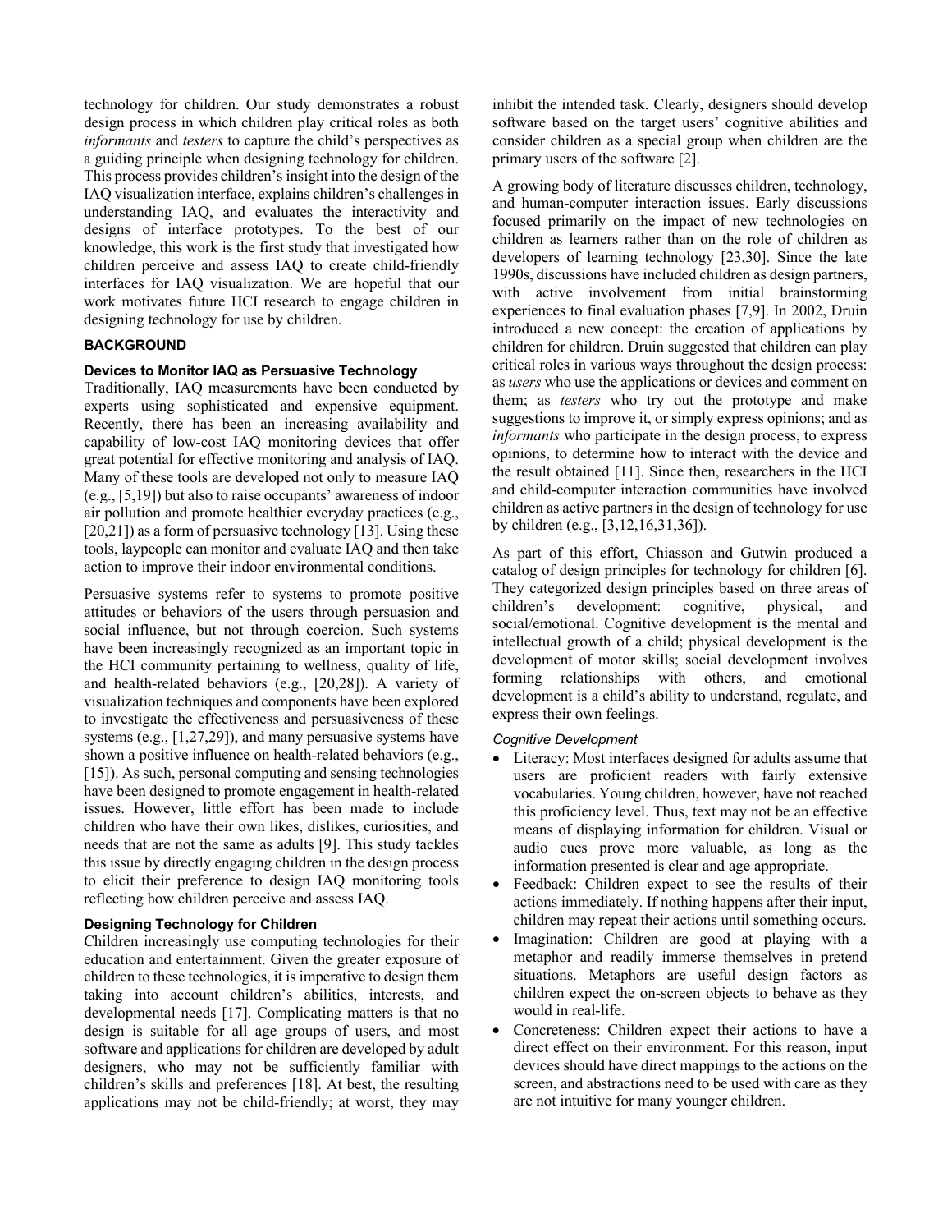technology for children. Our study demonstrates a robust design process in which children play critical roles as both *informants* and *testers* to capture the child's perspectives as a guiding principle when designing technology for children. This process provides children's insight into the design of the IAQ visualization interface, explains children's challenges in understanding IAQ, and evaluates the interactivity and designs of interface prototypes. To the best of our knowledge, this work is the first study that investigated how children perceive and assess IAQ to create child-friendly interfaces for IAQ visualization. We are hopeful that our work motivates future HCI research to engage children in designing technology for use by children.

## BACKGROUND

### Devices to Monitor IAQ as Persuasive Technology

Traditionally, IAQ measurements have been conducted by experts using sophisticated and expensive equipment. Recently, there has been an increasing availability and capability of low-cost IAQ monitoring devices that offer great potential for effective monitoring and analysis of IAQ. Many of these tools are developed not only to measure IAQ (e.g., [5,19]) but also to raise occupants' awareness of indoor air pollution and promote healthier everyday practices (e.g., [20,21]) as a form of persuasive technology [13]. Using these tools, laypeople can monitor and evaluate IAQ and then take action to improve their indoor environmental conditions.

Persuasive systems refer to systems to promote positive attitudes or behaviors of the users through persuasion and social influence, but not through coercion. Such systems have been increasingly recognized as an important topic in the HCI community pertaining to wellness, quality of life, and health-related behaviors (e.g., [20,28]). A variety of visualization techniques and components have been explored to investigate the effectiveness and persuasiveness of these systems (e.g., [1,27,29]), and many persuasive systems have shown a positive influence on health-related behaviors (e.g., [15]). As such, personal computing and sensing technologies have been designed to promote engagement in health-related issues. However, little effort has been made to include children who have their own likes, dislikes, curiosities, and needs that are not the same as adults [9]. This study tackles this issue by directly engaging children in the design process to elicit their preference to design IAQ monitoring tools reflecting how children perceive and assess IAQ.

### Designing Technology for Children

Children increasingly use computing technologies for their education and entertainment. Given the greater exposure of children to these technologies, it is imperative to design them taking into account children's abilities, interests, and developmental needs [17]. Complicating matters is that no design is suitable for all age groups of users, and most software and applications for children are developed by adult designers, who may not be sufficiently familiar with children's skills and preferences [18]. At best, the resulting applications may not be child-friendly; at worst, they may inhibit the intended task. Clearly, designers should develop software based on the target users' cognitive abilities and consider children as a special group when children are the primary users of the software [2].

A growing body of literature discusses children, technology, and human-computer interaction issues. Early discussions focused primarily on the impact of new technologies on children as learners rather than on the role of children as developers of learning technology [23,30]. Since the late 1990s, discussions have included children as design partners, with active involvement from initial brainstorming experiences to final evaluation phases [7,9]. In 2002, Druin introduced a new concept: the creation of applications by children for children. Druin suggested that children can play critical roles in various ways throughout the design process: as *users* who use the applications or devices and comment on them; as *testers* who try out the prototype and make suggestions to improve it, or simply express opinions; and as *informants* who participate in the design process, to express opinions, to determine how to interact with the device and the result obtained [11]. Since then, researchers in the HCI and child-computer interaction communities have involved children as active partners in the design of technology for use by children (e.g., [3,12,16,31,36]).

As part of this effort, Chiasson and Gutwin produced a catalog of design principles for technology for children [6]. They categorized design principles based on three areas of children's development: cognitive, physical, and social/emotional. Cognitive development is the mental and intellectual growth of a child; physical development is the development of motor skills; social development involves forming relationships with others, and emotional development is a child's ability to understand, regulate, and express their own feelings.

#### *Cognitive Development*

- Literacy: Most interfaces designed for adults assume that users are proficient readers with fairly extensive vocabularies. Young children, however, have not reached this proficiency level. Thus, text may not be an effective means of displaying information for children. Visual or audio cues prove more valuable, as long as the information presented is clear and age appropriate.
- Feedback: Children expect to see the results of their actions immediately. If nothing happens after their input, children may repeat their actions until something occurs.
- Imagination: Children are good at playing with a metaphor and readily immerse themselves in pretend situations. Metaphors are useful design factors as children expect the on-screen objects to behave as they would in real-life.
- Concreteness: Children expect their actions to have a direct effect on their environment. For this reason, input devices should have direct mappings to the actions on the screen, and abstractions need to be used with care as they are not intuitive for many younger children.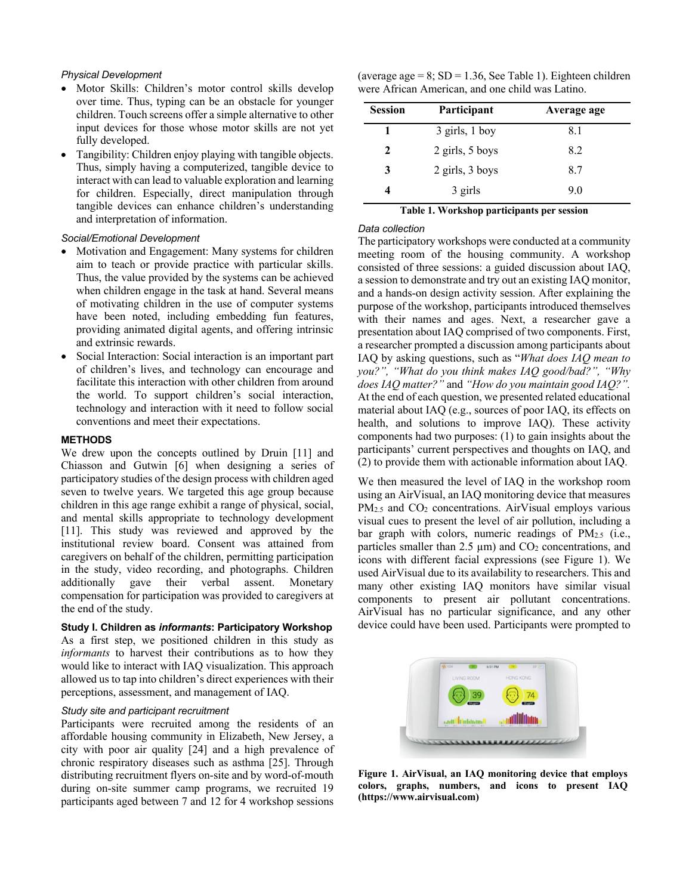*Physical Development*

- Motor Skills: Children's motor control skills develop over time. Thus, typing can be an obstacle for younger children. Touch screens offer a simple alternative to other input devices for those whose motor skills are not yet fully developed.
- Tangibility: Children enjoy playing with tangible objects. Thus, simply having a computerized, tangible device to interact with can lead to valuable exploration and learning for children. Especially, direct manipulation through tangible devices can enhance children's understanding and interpretation of information.

*Social/Emotional Development*

- Motivation and Engagement: Many systems for children aim to teach or provide practice with particular skills. Thus, the value provided by the systems can be achieved when children engage in the task at hand. Several means of motivating children in the use of computer systems have been noted, including embedding fun features, providing animated digital agents, and offering intrinsic and extrinsic rewards.
- Social Interaction: Social interaction is an important part of children's lives, and technology can encourage and facilitate this interaction with other children from around the world. To support children's social interaction, technology and interaction with it need to follow social conventions and meet their expectations.

## METHODS

We drew upon the concepts outlined by Druin [11] and Chiasson and Gutwin [6] when designing a series of participatory studies of the design process with children aged seven to twelve years. We targeted this age group because children in this age range exhibit a range of physical, social, and mental skills appropriate to technology development [11]. This study was reviewed and approved by the institutional review board. Consent was attained from caregivers on behalf of the children, permitting participation in the study, video recording, and photographs. Children additionally gave their verbal assent. Monetary compensation for participation was provided to caregivers at the end of the study.

### Study I. Children as *informants*: Participatory Workshop

As a first step, we positioned children in this study as *informants* to harvest their contributions as to how they would like to interact with IAQ visualization. This approach allowed us to tap into children's direct experiences with their perceptions, assessment, and management of IAQ.

*Study site and participant recruitment*

Participants were recruited among the residents of an affordable housing community in Elizabeth, New Jersey, a city with poor air quality [24] and a high prevalence of chronic respiratory diseases such as asthma [25]. Through distributing recruitment flyers on-site and by word-of-mouth during on-site summer camp programs, we recruited 19 participants aged between 7 and 12 for 4 workshop sessions (average age = 8; SD = 1.36, See Table 1). Eighteen children were African American, and one child was Latino.

| Session | Participant | Average age |
|---|---|---|
| **1** | 3 girls, 1 boy | 8.1 |
| **2** | 2 girls, 5 boys | 8.2 |
| **3** | 2 girls, 3 boys | 8.7 |
| **4** | 3 girls | 9.0 |

**Table 1. Workshop participants per session**

*Data collection*

The participatory workshops were conducted at a community meeting room of the housing community. A workshop consisted of three sessions: a guided discussion about IAQ, a session to demonstrate and try out an existing IAQ monitor, and a hands-on design activity session. After explaining the purpose of the workshop, participants introduced themselves with their names and ages. Next, a researcher gave a presentation about IAQ comprised of two components. First, a researcher prompted a discussion among participants about IAQ by asking questions, such as "*What does IAQ mean to you?*", "*What do you think makes IAQ good/bad?*", "*Why does IAQ matter?*" and "*How do you maintain good IAQ?*". At the end of each question, we presented related educational material about IAQ (e.g., sources of poor IAQ, its effects on health, and solutions to improve IAQ). These activity components had two purposes: (1) to gain insights about the participants' current perspectives and thoughts on IAQ, and (2) to provide them with actionable information about IAQ.

We then measured the level of IAQ in the workshop room using an AirVisual, an IAQ monitoring device that measures $PM_{2.5}$ and $CO_2$ concentrations. AirVisual employs various visual cues to present the level of air pollution, including a bar graph with colors, numeric readings of $PM_{2.5}$ (i.e., particles smaller than 2.5 µm) and $CO_2$ concentrations, and icons with different facial expressions (see Figure 1). We used AirVisual due to its availability to researchers. This and many other existing IAQ monitors have similar visual components to present air pollutant concentrations. AirVisual has no particular significance, and any other device could have been used. Participants were prompted to

**Figure 1. AirVisual, an IAQ monitoring device that employs colors, graphs, numbers, and icons to present IAQ (https://www.airvisual.com)**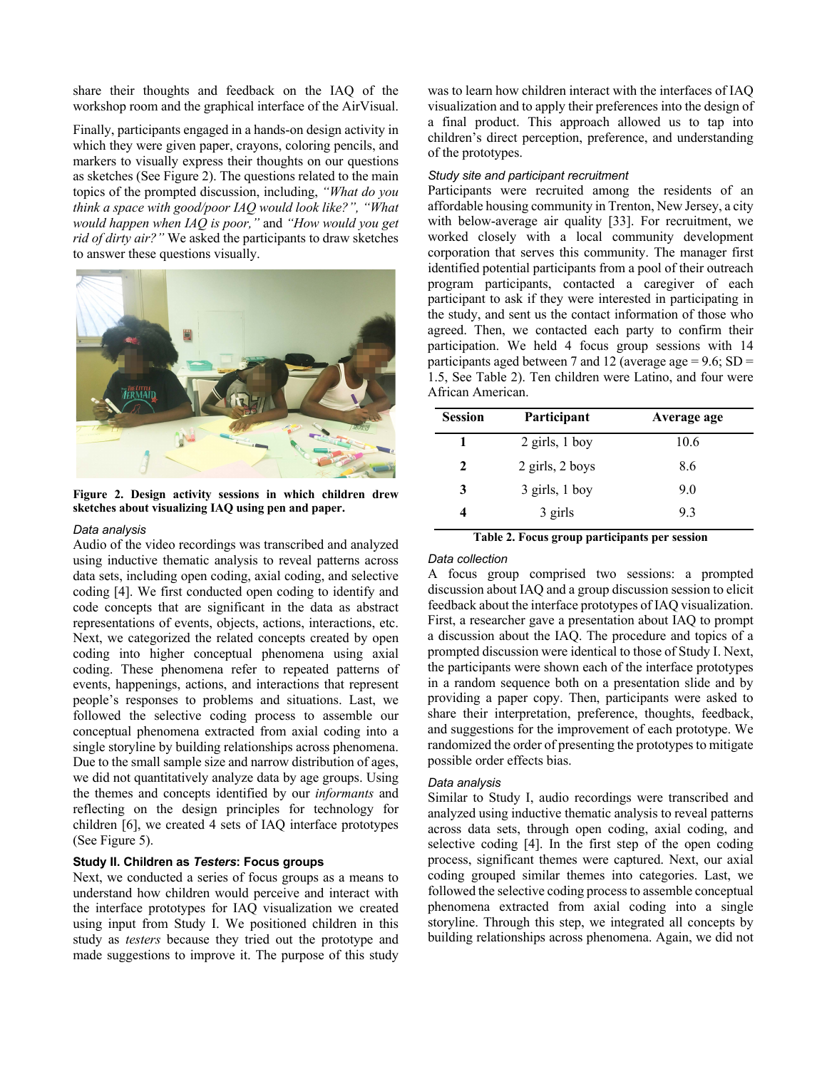share their thoughts and feedback on the IAQ of the workshop room and the graphical interface of the AirVisual.

Finally, participants engaged in a hands-on design activity in which they were given paper, coloring pencils, crayons, and markers to visually express their thoughts on our questions as sketches (See Figure 2). The questions related to the main topics of the prompted discussion, including, *"What do you think a space with good/poor IAQ would look like?", "What would happen when IAQ is poor,"* and *"How would you get rid of dirty air?"* We asked the participants to draw sketches to answer these questions visually.

**Figure 2. Design activity sessions in which children drew sketches about visualizing IAQ using pen and paper.**

*Data analysis*

Audio of the video recordings was transcribed and analyzed using inductive thematic analysis to reveal patterns across data sets, including open coding, axial coding, and selective coding [4]. We first conducted open coding to identify and code concepts that are significant in the data as abstract representations of events, objects, actions, interactions, etc. Next, we categorized the related concepts created by open coding into higher conceptual phenomena using axial coding. These phenomena refer to repeated patterns of events, happenings, actions, and interactions that represent people's responses to problems and situations. Last, we followed the selective coding process to assemble our conceptual phenomena extracted from axial coding into a single storyline by building relationships across phenomena. Due to the small sample size and narrow distribution of ages, we did not quantitatively analyze data by age groups. Using the themes and concepts identified by our *informants* and reflecting on the design principles for technology for children [6], we created 4 sets of IAQ interface prototypes (See Figure 5).

### Study II. Children as *Testers*: Focus groups

Next, we conducted a series of focus groups as a means to understand how children would perceive and interact with the interface prototypes for IAQ visualization we created using input from Study I. We positioned children in this study as *testers* because they tried out the prototype and made suggestions to improve it. The purpose of this study was to learn how children interact with the interfaces of IAQ visualization and to apply their preferences into the design of a final product. This approach allowed us to tap into children's direct perception, preference, and understanding of the prototypes.

*Study site and participant recruitment*

Participants were recruited among the residents of an affordable housing community in Trenton, New Jersey, a city with below-average air quality [33]. For recruitment, we worked closely with a local community development corporation that serves this community. The manager first identified potential participants from a pool of their outreach program participants, contacted a caregiver of each participant to ask if they were interested in participating in the study, and sent us the contact information of those who agreed. Then, we contacted each party to confirm their participation. We held 4 focus group sessions with 14 participants aged between 7 and 12 (average age = 9.6; SD = 1.5, See Table 2). Ten children were Latino, and four were African American.

| Session | Participant | Average age |
|---|---|---|
| 1 | 2 girls, 1 boy | 10.6 |
| 2 | 2 girls, 2 boys | 8.6 |
| 3 | 3 girls, 1 boy | 9.0 |
| 4 | 3 girls | 9.3 |

**Table 2. Focus group participants per session**

*Data collection*

A focus group comprised two sessions: a prompted discussion about IAQ and a group discussion session to elicit feedback about the interface prototypes of IAQ visualization. First, a researcher gave a presentation about IAQ to prompt a discussion about the IAQ. The procedure and topics of a prompted discussion were identical to those of Study I. Next, the participants were shown each of the interface prototypes in a random sequence both on a presentation slide and by providing a paper copy. Then, participants were asked to share their interpretation, preference, thoughts, feedback, and suggestions for the improvement of each prototype. We randomized the order of presenting the prototypes to mitigate possible order effects bias.

*Data analysis*

Similar to Study I, audio recordings were transcribed and analyzed using inductive thematic analysis to reveal patterns across data sets, through open coding, axial coding, and selective coding [4]. In the first step of the open coding process, significant themes were captured. Next, our axial coding grouped similar themes into categories. Last, we followed the selective coding process to assemble conceptual phenomena extracted from axial coding into a single storyline. Through this step, we integrated all concepts by building relationships across phenomena. Again, we did not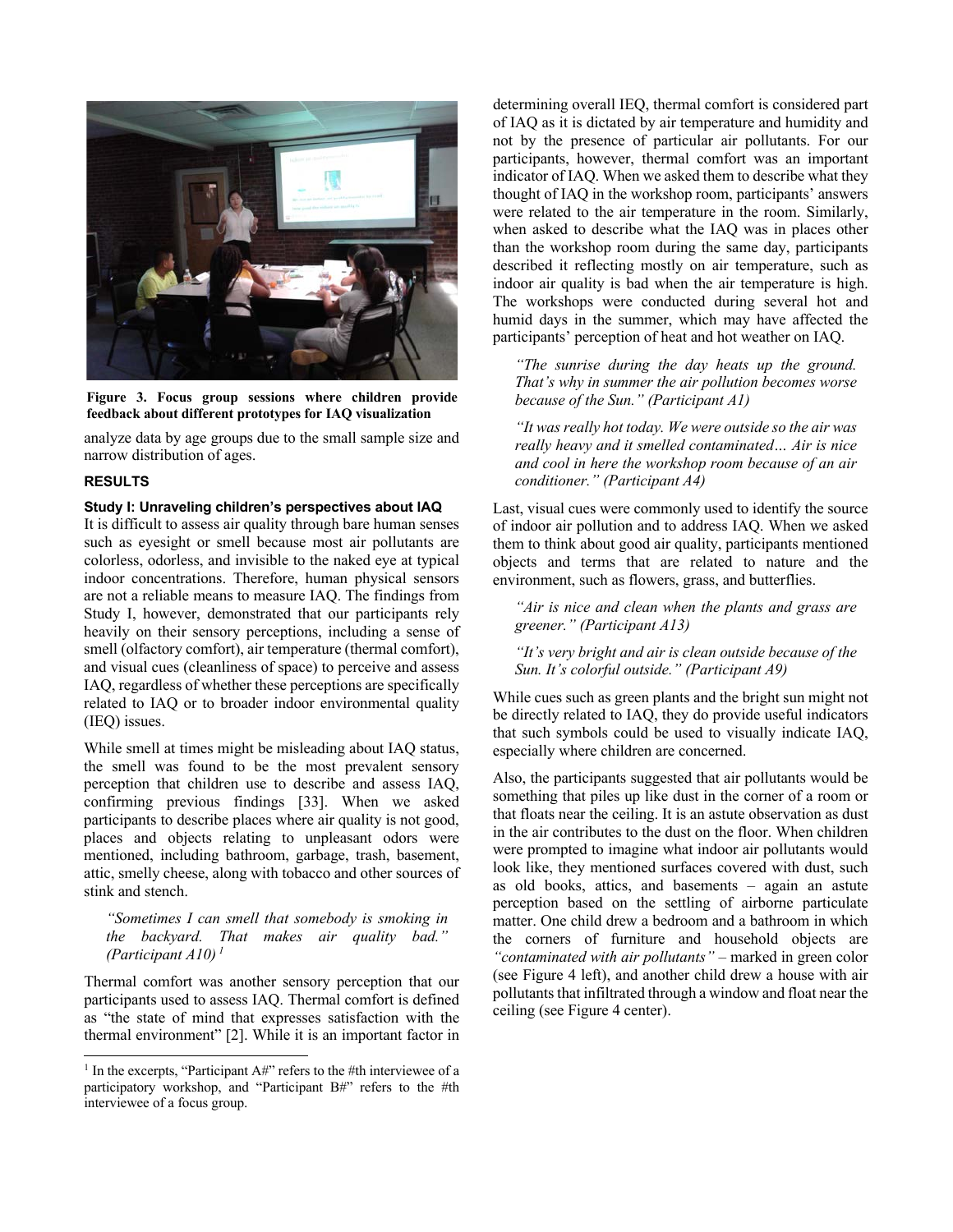Figure 3. Focus group sessions where children provide feedback about different prototypes for IAQ visualization

analyze data by age groups due to the small sample size and narrow distribution of ages.

## RESULTS

### Study I: Unraveling children's perspectives about IAQ

It is difficult to assess air quality through bare human senses such as eyesight or smell because most air pollutants are colorless, odorless, and invisible to the naked eye at typical indoor concentrations. Therefore, human physical sensors are not a reliable means to measure IAQ. The findings from Study I, however, demonstrated that our participants rely heavily on their sensory perceptions, including a sense of smell (olfactory comfort), air temperature (thermal comfort), and visual cues (cleanliness of space) to perceive and assess IAQ, regardless of whether these perceptions are specifically related to IAQ or to broader indoor environmental quality (IEQ) issues.

While smell at times might be misleading about IAQ status, the smell was found to be the most prevalent sensory perception that children use to describe and assess IAQ, confirming previous findings [33]. When we asked participants to describe places where air quality is not good, places and objects relating to unpleasant odors were mentioned, including bathroom, garbage, trash, basement, attic, smelly cheese, along with tobacco and other sources of stink and stench.

> *"Sometimes I can smell that somebody is smoking in the backyard. That makes air quality bad." (Participant A10)* [1]

Thermal comfort was another sensory perception that our participants used to assess IAQ. Thermal comfort is defined as "the state of mind that expresses satisfaction with the thermal environment" [2]. While it is an important factor in determining overall IEQ, thermal comfort is considered part of IAQ as it is dictated by air temperature and humidity and not by the presence of particular air pollutants. For our participants, however, thermal comfort was an important indicator of IAQ. When we asked them to describe what they thought of IAQ in the workshop room, participants' answers were related to the air temperature in the room. Similarly, when asked to describe what the IAQ was in places other than the workshop room during the same day, participants described it reflecting mostly on air temperature, such as indoor air quality is bad when the air temperature is high. The workshops were conducted during several hot and humid days in the summer, which may have affected the participants' perception of heat and hot weather on IAQ.

> *"The sunrise during the day heats up the ground. That's why in summer the air pollution becomes worse because of the Sun." (Participant A1)*

> *"It was really hot today. We were outside so the air was really heavy and it smelled contaminated… Air is nice and cool in here the workshop room because of an air conditioner." (Participant A4)*

Last, visual cues were commonly used to identify the source of indoor air pollution and to address IAQ. When we asked them to think about good air quality, participants mentioned objects and terms that are related to nature and the environment, such as flowers, grass, and butterflies.

> *"Air is nice and clean when the plants and grass are greener." (Participant A13)*

> *"It's very bright and air is clean outside because of the Sun. It's colorful outside." (Participant A9)*

While cues such as green plants and the bright sun might not be directly related to IAQ, they do provide useful indicators that such symbols could be used to visually indicate IAQ, especially where children are concerned.

Also, the participants suggested that air pollutants would be something that piles up like dust in the corner of a room or that floats near the ceiling. It is an astute observation as dust in the air contributes to the dust on the floor. When children were prompted to imagine what indoor air pollutants would look like, they mentioned surfaces covered with dust, such as old books, attics, and basements – again an astute perception based on the settling of airborne particulate matter. One child drew a bedroom and a bathroom in which the corners of furniture and household objects are *"contaminated with air pollutants"* – marked in green color (see Figure 4 left), and another child drew a house with air pollutants that infiltrated through a window and float near the ceiling (see Figure 4 center).

[1] In the excerpts, "Participant A#" refers to the #th interviewee of a participatory workshop, and "Participant B#" refers to the #th interviewee of a focus group.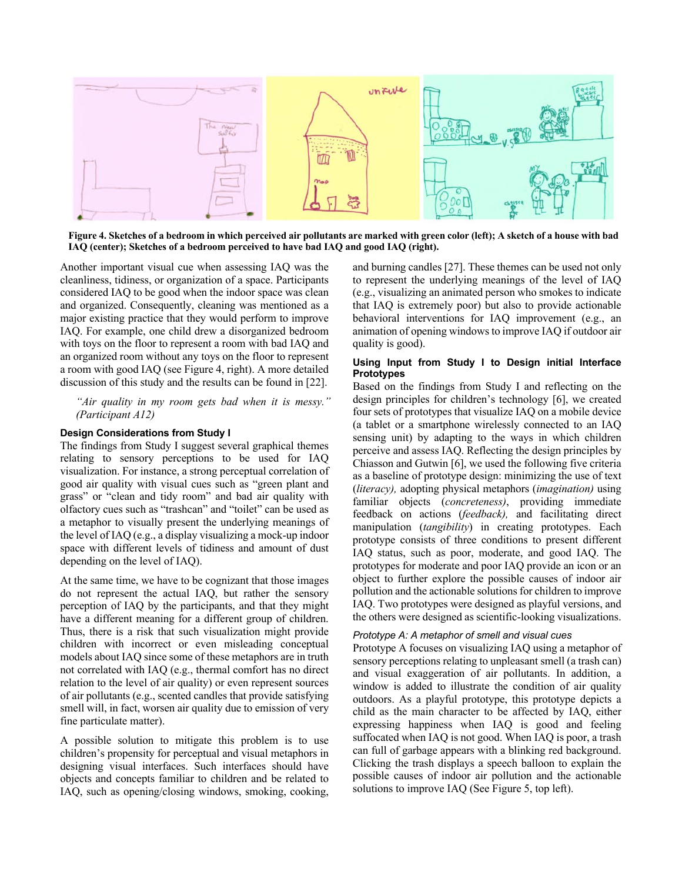Figure 4. Sketches of a bedroom in which perceived air pollutants are marked with green color (left); A sketch of a house with bad IAQ (center); Sketches of a bedroom perceived to have bad IAQ and good IAQ (right).

Another important visual cue when assessing IAQ was the cleanliness, tidiness, or organization of a space. Participants considered IAQ to be good when the indoor space was clean and organized. Consequently, cleaning was mentioned as a major existing practice that they would perform to improve IAQ. For example, one child drew a disorganized bedroom with toys on the floor to represent a room with bad IAQ and an organized room without any toys on the floor to represent a room with good IAQ (see Figure 4, right). A more detailed discussion of this study and the results can be found in [22].

> *"Air quality in my room gets bad when it is messy." (Participant A12)*

### Design Considerations from Study I

The findings from Study I suggest several graphical themes relating to sensory perceptions to be used for IAQ visualization. For instance, a strong perceptual correlation of good air quality with visual cues such as "green plant and grass" or "clean and tidy room" and bad air quality with olfactory cues such as "trashcan" and "toilet" can be used as a metaphor to visually present the underlying meanings of the level of IAQ (e.g., a display visualizing a mock-up indoor space with different levels of tidiness and amount of dust depending on the level of IAQ).

At the same time, we have to be cognizant that those images do not represent the actual IAQ, but rather the sensory perception of IAQ by the participants, and that they might have a different meaning for a different group of children. Thus, there is a risk that such visualization might provide children with incorrect or even misleading conceptual models about IAQ since some of these metaphors are in truth not correlated with IAQ (e.g., thermal comfort has no direct relation to the level of air quality) or even represent sources of air pollutants (e.g., scented candles that provide satisfying smell will, in fact, worsen air quality due to emission of very fine particulate matter).

A possible solution to mitigate this problem is to use children's propensity for perceptual and visual metaphors in designing visual interfaces. Such interfaces should have objects and concepts familiar to children and be related to IAQ, such as opening/closing windows, smoking, cooking, and burning candles [27]. These themes can be used not only to represent the underlying meanings of the level of IAQ (e.g., visualizing an animated person who smokes to indicate that IAQ is extremely poor) but also to provide actionable behavioral interventions for IAQ improvement (e.g., an animation of opening windows to improve IAQ if outdoor air quality is good).

### Using Input from Study I to Design initial Interface Prototypes

Based on the findings from Study I and reflecting on the design principles for children's technology [6], we created four sets of prototypes that visualize IAQ on a mobile device (a tablet or a smartphone wirelessly connected to an IAQ sensing unit) by adapting to the ways in which children perceive and assess IAQ. Reflecting the design principles by Chiasson and Gutwin [6], we used the following five criteria as a baseline of prototype design: minimizing the use of text (*literacy),* adopting physical metaphors (*imagination)* using familiar objects (*concreteness*), providing immediate feedback on actions (*feedback),* and facilitating direct manipulation (*tangibility*) in creating prototypes. Each prototype consists of three conditions to present different IAQ status, such as poor, moderate, and good IAQ. The prototypes for moderate and poor IAQ provide an icon or an object to further explore the possible causes of indoor air pollution and the actionable solutions for children to improve IAQ. Two prototypes were designed as playful versions, and the others were designed as scientific-looking visualizations.

#### *Prototype A: A metaphor of smell and visual cues*

Prototype A focuses on visualizing IAQ using a metaphor of sensory perceptions relating to unpleasant smell (a trash can) and visual exaggeration of air pollutants. In addition, a window is added to illustrate the condition of air quality outdoors. As a playful prototype, this prototype depicts a child as the main character to be affected by IAQ, either expressing happiness when IAQ is good and feeling suffocated when IAQ is not good. When IAQ is poor, a trash can full of garbage appears with a blinking red background. Clicking the trash displays a speech balloon to explain the possible causes of indoor air pollution and the actionable solutions to improve IAQ (See Figure 5, top left).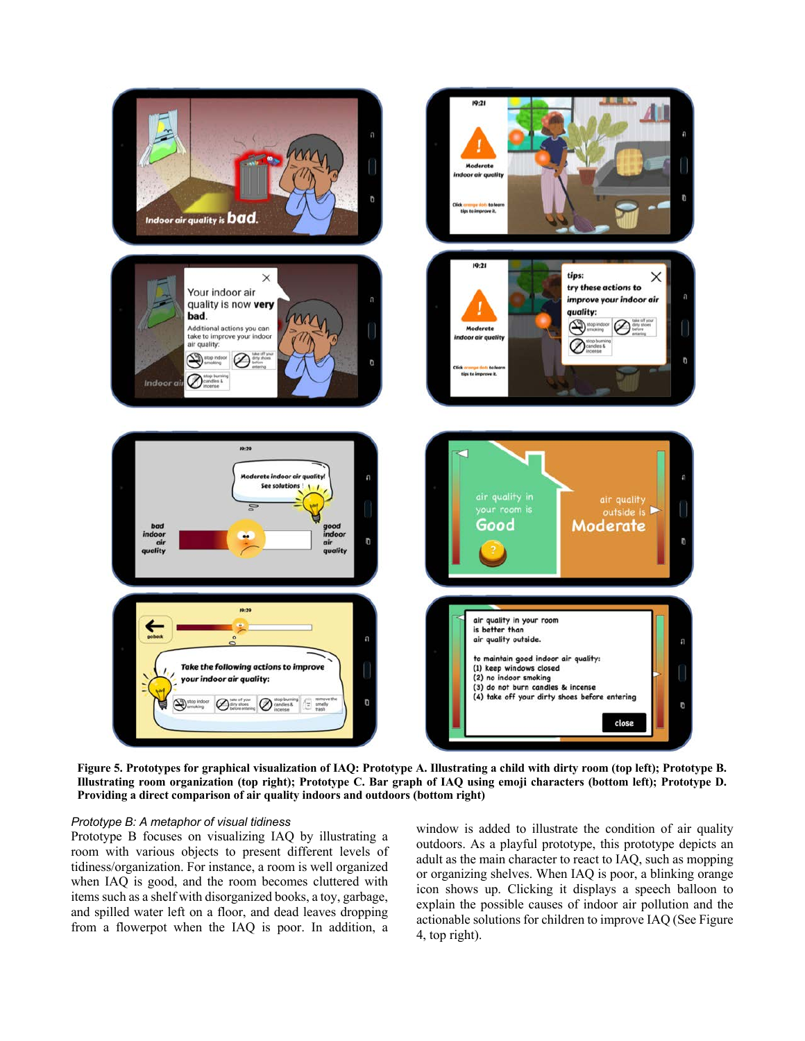**Figure 5. Prototypes for graphical visualization of IAQ: Prototype A. Illustrating a child with dirty room (top left); Prototype B. Illustrating room organization (top right); Prototype C. Bar graph of IAQ using emoji characters (bottom left); Prototype D. Providing a direct comparison of air quality indoors and outdoors (bottom right)**

*Prototype B: A metaphor of visual tidiness*

Prototype B focuses on visualizing IAQ by illustrating a room with various objects to present different levels of tidiness/organization. For instance, a room is well organized when IAQ is good, and the room becomes cluttered with items such as a shelf with disorganized books, a toy, garbage, and spilled water left on a floor, and dead leaves dropping from a flowerpot when the IAQ is poor. In addition, a window is added to illustrate the condition of air quality outdoors. As a playful prototype, this prototype depicts an adult as the main character to react to IAQ, such as mopping or organizing shelves. When IAQ is poor, a blinking orange icon shows up. Clicking it displays a speech balloon to explain the possible causes of indoor air pollution and the actionable solutions for children to improve IAQ (See Figure 4, top right).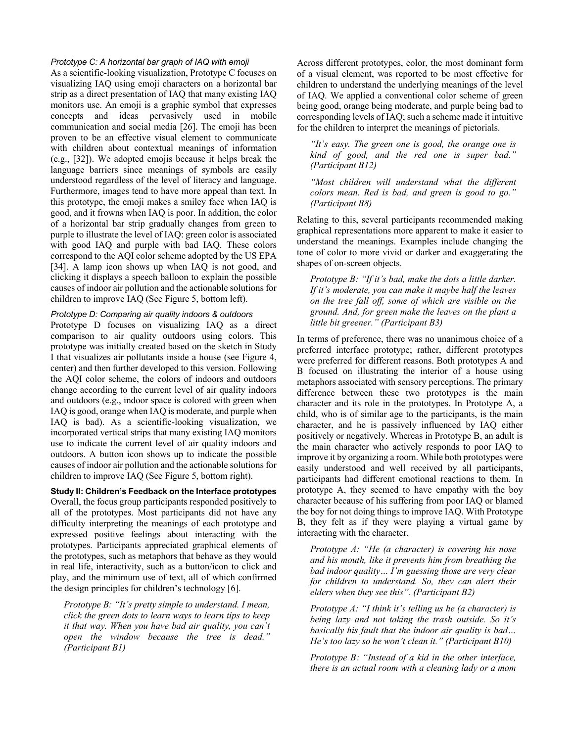*Prototype C: A horizontal bar graph of IAQ with emoji*

As a scientific-looking visualization, Prototype C focuses on visualizing IAQ using emoji characters on a horizontal bar strip as a direct presentation of IAQ that many existing IAQ monitors use. An emoji is a graphic symbol that expresses concepts and ideas pervasively used in mobile communication and social media [26]. The emoji has been proven to be an effective visual element to communicate with children about contextual meanings of information (e.g., [32]). We adopted emojis because it helps break the language barriers since meanings of symbols are easily understood regardless of the level of literacy and language. Furthermore, images tend to have more appeal than text. In this prototype, the emoji makes a smiley face when IAQ is good, and it frowns when IAQ is poor. In addition, the color of a horizontal bar strip gradually changes from green to purple to illustrate the level of IAQ: green color is associated with good IAQ and purple with bad IAQ. These colors correspond to the AQI color scheme adopted by the US EPA [34]. A lamp icon shows up when IAQ is not good, and clicking it displays a speech balloon to explain the possible causes of indoor air pollution and the actionable solutions for children to improve IAQ (See Figure 5, bottom left).

*Prototype D: Comparing air quality indoors & outdoors*

Prototype D focuses on visualizing IAQ as a direct comparison to air quality outdoors using colors. This prototype was initially created based on the sketch in Study I that visualizes air pollutants inside a house (see Figure 4, center) and then further developed to this version. Following the AQI color scheme, the colors of indoors and outdoors change according to the current level of air quality indoors and outdoors (e.g., indoor space is colored with green when IAQ is good, orange when IAQ is moderate, and purple when IAQ is bad). As a scientific-looking visualization, we incorporated vertical strips that many existing IAQ monitors use to indicate the current level of air quality indoors and outdoors. A button icon shows up to indicate the possible causes of indoor air pollution and the actionable solutions for children to improve IAQ (See Figure 5, bottom right).

**Study II: Children's Feedback on the Interface prototypes**

Overall, the focus group participants responded positively to all of the prototypes. Most participants did not have any difficulty interpreting the meanings of each prototype and expressed positive feelings about interacting with the prototypes. Participants appreciated graphical elements of the prototypes, such as metaphors that behave as they would in real life, interactivity, such as a button/icon to click and play, and the minimum use of text, all of which confirmed the design principles for children's technology [6].

> *Prototype B: "It's pretty simple to understand. I mean, click the green dots to learn ways to learn tips to keep it that way. When you have bad air quality, you can't open the window because the tree is dead." (Participant B1)*

Across different prototypes, color, the most dominant form of a visual element, was reported to be most effective for children to understand the underlying meanings of the level of IAQ. We applied a conventional color scheme of green being good, orange being moderate, and purple being bad to corresponding levels of IAQ; such a scheme made it intuitive for the children to interpret the meanings of pictorials.

> *"It's easy. The green one is good, the orange one is kind of good, and the red one is super bad." (Participant B12)*

> *"Most children will understand what the different colors mean. Red is bad, and green is good to go." (Participant B8)*

Relating to this, several participants recommended making graphical representations more apparent to make it easier to understand the meanings. Examples include changing the tone of color to more vivid or darker and exaggerating the shapes of on-screen objects.

> *Prototype B: "If it's bad, make the dots a little darker. If it's moderate, you can make it maybe half the leaves on the tree fall off, some of which are visible on the ground. And, for green make the leaves on the plant a little bit greener." (Participant B3)*

In terms of preference, there was no unanimous choice of a preferred interface prototype; rather, different prototypes were preferred for different reasons. Both prototypes A and B focused on illustrating the interior of a house using metaphors associated with sensory perceptions. The primary difference between these two prototypes is the main character and its role in the prototypes. In Prototype A, a child, who is of similar age to the participants, is the main character, and he is passively influenced by IAQ either positively or negatively. Whereas in Prototype B, an adult is the main character who actively responds to poor IAQ to improve it by organizing a room. While both prototypes were easily understood and well received by all participants, participants had different emotional reactions to them. In prototype A, they seemed to have empathy with the boy character because of his suffering from poor IAQ or blamed the boy for not doing things to improve IAQ. With Prototype B, they felt as if they were playing a virtual game by interacting with the character.

> *Prototype A: "He (a character) is covering his nose and his mouth, like it prevents him from breathing the bad indoor quality… I'm guessing those are very clear for children to understand. So, they can alert their elders when they see this". (Participant B2)*

> *Prototype A: "I think it's telling us he (a character) is being lazy and not taking the trash outside. So it's basically his fault that the indoor air quality is bad… He's too lazy so he won't clean it." (Participant B10)*

> *Prototype B: "Instead of a kid in the other interface, there is an actual room with a cleaning lady or a mom*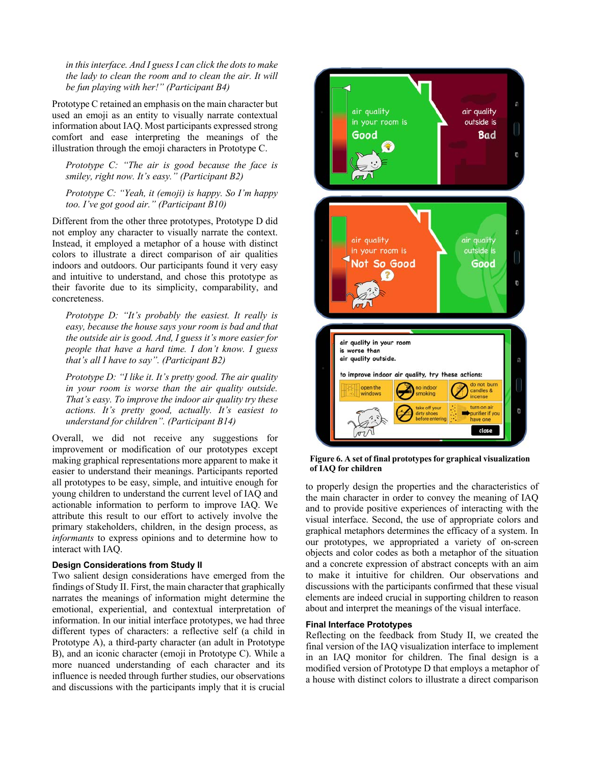*in this interface. And I guess I can click the dots to make the lady to clean the room and to clean the air. It will be fun playing with her!" (Participant B4)*

Prototype C retained an emphasis on the main character but used an emoji as an entity to visually narrate contextual information about IAQ. Most participants expressed strong comfort and ease interpreting the meanings of the illustration through the emoji characters in Prototype C.

> *Prototype C: "The air is good because the face is smiley, right now. It's easy." (Participant B2)*

> *Prototype C: "Yeah, it (emoji) is happy. So I'm happy too. I've got good air." (Participant B10)*

Different from the other three prototypes, Prototype D did not employ any character to visually narrate the context. Instead, it employed a metaphor of a house with distinct colors to illustrate a direct comparison of air qualities indoors and outdoors. Our participants found it very easy and intuitive to understand, and chose this prototype as their favorite due to its simplicity, comparability, and concreteness.

> *Prototype D: "It's probably the easiest. It really is easy, because the house says your room is bad and that the outside air is good. And, I guess it's more easier for people that have a hard time. I don't know. I guess that's all I have to say". (Participant B2)*

> *Prototype D: "I like it. It's pretty good. The air quality in your room is worse than the air quality outside. That's easy. To improve the indoor air quality try these actions. It's pretty good, actually. It's easiest to understand for children". (Participant B14)*

Overall, we did not receive any suggestions for improvement or modification of our prototypes except making graphical representations more apparent to make it easier to understand their meanings. Participants reported all prototypes to be easy, simple, and intuitive enough for young children to understand the current level of IAQ and actionable information to perform to improve IAQ. We attribute this result to our effort to actively involve the primary stakeholders, children, in the design process, as *informants* to express opinions and to determine how to interact with IAQ.

### Design Considerations from Study II

Two salient design considerations have emerged from the findings of Study II. First, the main character that graphically narrates the meanings of information might determine the emotional, experiential, and contextual interpretation of information. In our initial interface prototypes, we had three different types of characters: a reflective self (a child in Prototype A), a third-party character (an adult in Prototype B), and an iconic character (emoji in Prototype C). While a more nuanced understanding of each character and its influence is needed through further studies, our observations and discussions with the participants imply that it is crucial to properly design the properties and the characteristics of the main character in order to convey the meaning of IAQ and to provide positive experiences of interacting with the visual interface. Second, the use of appropriate colors and graphical metaphors determines the efficacy of a system. In our prototypes, we appropriated a variety of on-screen objects and color codes as both a metaphor of the situation and a concrete expression of abstract concepts with an aim to make it intuitive for children. Our observations and discussions with the participants confirmed that these visual elements are indeed crucial in supporting children to reason about and interpret the meanings of the visual interface.

**Figure 6. A set of final prototypes for graphical visualization of IAQ for children**

### Final Interface Prototypes

Reflecting on the feedback from Study II, we created the final version of the IAQ visualization interface to implement in an IAQ monitor for children. The final design is a modified version of Prototype D that employs a metaphor of a house with distinct colors to illustrate a direct comparison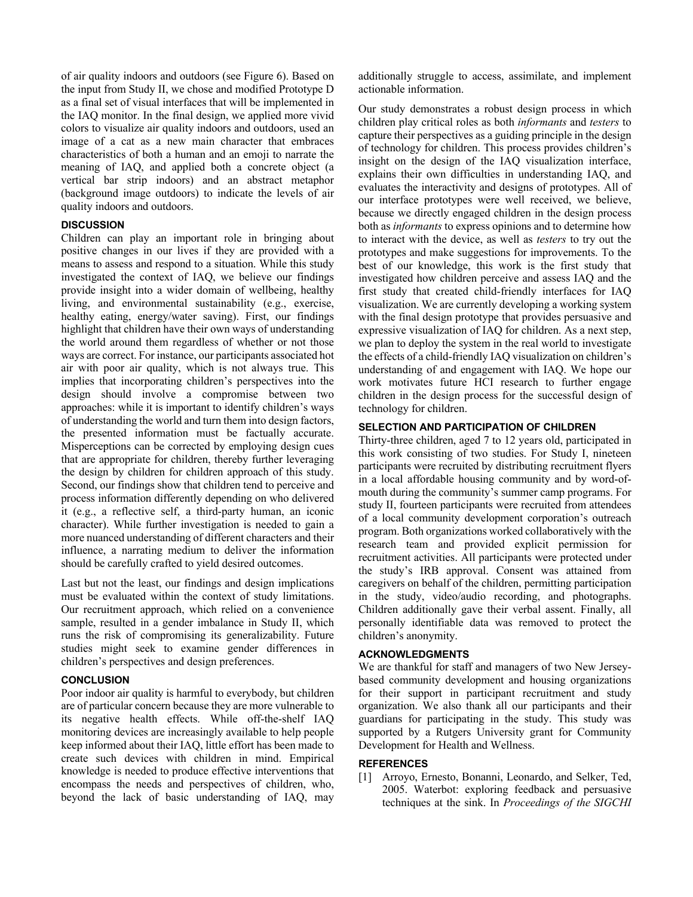of air quality indoors and outdoors (see Figure 6). Based on the input from Study II, we chose and modified Prototype D as a final set of visual interfaces that will be implemented in the IAQ monitor. In the final design, we applied more vivid colors to visualize air quality indoors and outdoors, used an image of a cat as a new main character that embraces characteristics of both a human and an emoji to narrate the meaning of IAQ, and applied both a concrete object (a vertical bar strip indoors) and an abstract metaphor (background image outdoors) to indicate the levels of air quality indoors and outdoors.

## DISCUSSION

Children can play an important role in bringing about positive changes in our lives if they are provided with a means to assess and respond to a situation. While this study investigated the context of IAQ, we believe our findings provide insight into a wider domain of wellbeing, healthy living, and environmental sustainability (e.g., exercise, healthy eating, energy/water saving). First, our findings highlight that children have their own ways of understanding the world around them regardless of whether or not those ways are correct. For instance, our participants associated hot air with poor air quality, which is not always true. This implies that incorporating children's perspectives into the design should involve a compromise between two approaches: while it is important to identify children's ways of understanding the world and turn them into design factors, the presented information must be factually accurate. Misperceptions can be corrected by employing design cues that are appropriate for children, thereby further leveraging the design by children for children approach of this study. Second, our findings show that children tend to perceive and process information differently depending on who delivered it (e.g., a reflective self, a third-party human, an iconic character). While further investigation is needed to gain a more nuanced understanding of different characters and their influence, a narrating medium to deliver the information should be carefully crafted to yield desired outcomes.

Last but not the least, our findings and design implications must be evaluated within the context of study limitations. Our recruitment approach, which relied on a convenience sample, resulted in a gender imbalance in Study II, which runs the risk of compromising its generalizability. Future studies might seek to examine gender differences in children's perspectives and design preferences.

## CONCLUSION

Poor indoor air quality is harmful to everybody, but children are of particular concern because they are more vulnerable to its negative health effects. While off-the-shelf IAQ monitoring devices are increasingly available to help people keep informed about their IAQ, little effort has been made to create such devices with children in mind. Empirical knowledge is needed to produce effective interventions that encompass the needs and perspectives of children, who, beyond the lack of basic understanding of IAQ, may additionally struggle to access, assimilate, and implement actionable information.

Our study demonstrates a robust design process in which children play critical roles as both *informants* and *testers* to capture their perspectives as a guiding principle in the design of technology for children. This process provides children's insight on the design of the IAQ visualization interface, explains their own difficulties in understanding IAQ, and evaluates the interactivity and designs of prototypes. All of our interface prototypes were well received, we believe, because we directly engaged children in the design process both as *informants* to express opinions and to determine how to interact with the device, as well as *testers* to try out the prototypes and make suggestions for improvements. To the best of our knowledge, this work is the first study that investigated how children perceive and assess IAQ and the first study that created child-friendly interfaces for IAQ visualization. We are currently developing a working system with the final design prototype that provides persuasive and expressive visualization of IAQ for children. As a next step, we plan to deploy the system in the real world to investigate the effects of a child-friendly IAQ visualization on children's understanding of and engagement with IAQ. We hope our work motivates future HCI research to further engage children in the design process for the successful design of technology for children.

## SELECTION AND PARTICIPATION OF CHILDREN

Thirty-three children, aged 7 to 12 years old, participated in this work consisting of two studies. For Study I, nineteen participants were recruited by distributing recruitment flyers in a local affordable housing community and by word-of-mouth during the community's summer camp programs. For study II, fourteen participants were recruited from attendees of a local community development corporation's outreach program. Both organizations worked collaboratively with the research team and provided explicit permission for recruitment activities. All participants were protected under the study's IRB approval. Consent was attained from caregivers on behalf of the children, permitting participation in the study, video/audio recording, and photographs. Children additionally gave their verbal assent. Finally, all personally identifiable data was removed to protect the children's anonymity.

## ACKNOWLEDGMENTS

We are thankful for staff and managers of two New Jersey-based community development and housing organizations for their support in participant recruitment and study organization. We also thank all our participants and their guardians for participating in the study. This study was supported by a Rutgers University grant for Community Development for Health and Wellness.

## REFERENCES

[1] Arroyo, Ernesto, Bonanni, Leonardo, and Selker, Ted, 2005. Waterbot: exploring feedback and persuasive techniques at the sink. In *Proceedings of the SIGCHI*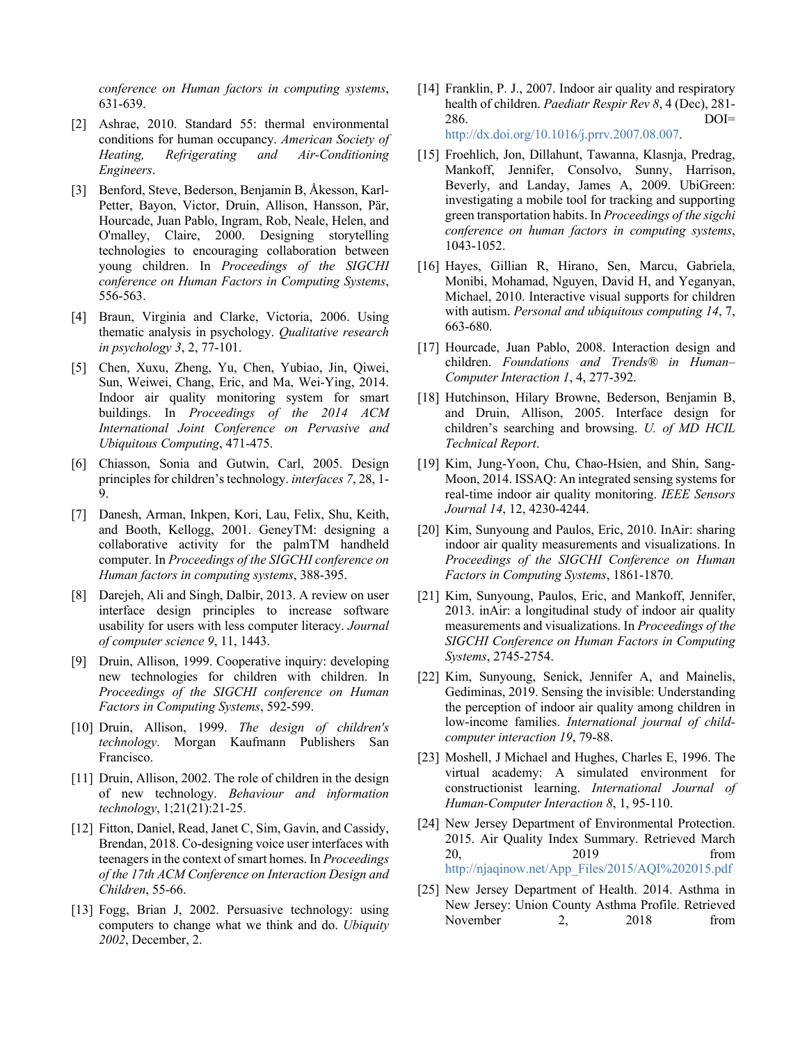*conference on Human factors in computing systems*, 631-639.

[2] Ashrae, 2010. Standard 55: thermal environmental conditions for human occupancy. *American Society of Heating, Refrigerating and Air-Conditioning Engineers*.

[3] Benford, Steve, Bederson, Benjamin B, Åkesson, Karl-Petter, Bayon, Victor, Druin, Allison, Hansson, Pär, Hourcade, Juan Pablo, Ingram, Rob, Neale, Helen, and O'malley, Claire, 2000. Designing storytelling technologies to encouraging collaboration between young children. In *Proceedings of the SIGCHI conference on Human Factors in Computing Systems*, 556-563.

[4] Braun, Virginia and Clarke, Victoria, 2006. Using thematic analysis in psychology. *Qualitative research in psychology 3*, 2, 77-101.

[5] Chen, Xuxu, Zheng, Yu, Chen, Yubiao, Jin, Qiwei, Sun, Weiwei, Chang, Eric, and Ma, Wei-Ying, 2014. Indoor air quality monitoring system for smart buildings. In *Proceedings of the 2014 ACM International Joint Conference on Pervasive and Ubiquitous Computing*, 471-475.

[6] Chiasson, Sonia and Gutwin, Carl, 2005. Design principles for children's technology. *interfaces 7*, 28, 1-9.

[7] Danesh, Arman, Inkpen, Kori, Lau, Felix, Shu, Keith, and Booth, Kellogg, 2001. GeneyTM: designing a collaborative activity for the palmTM handheld computer. In *Proceedings of the SIGCHI conference on Human factors in computing systems*, 388-395.

[8] Darejeh, Ali and Singh, Dalbir, 2013. A review on user interface design principles to increase software usability for users with less computer literacy. *Journal of computer science 9*, 11, 1443.

[9] Druin, Allison, 1999. Cooperative inquiry: developing new technologies for children with children. In *Proceedings of the SIGCHI conference on Human Factors in Computing Systems*, 592-599.

[10] Druin, Allison, 1999. *The design of children's technology*. Morgan Kaufmann Publishers San Francisco.

[11] Druin, Allison, 2002. The role of children in the design of new technology. *Behaviour and information technology*, 1;21(21):21-25.

[12] Fitton, Daniel, Read, Janet C, Sim, Gavin, and Cassidy, Brendan, 2018. Co-designing voice user interfaces with teenagers in the context of smart homes. In *Proceedings of the 17th ACM Conference on Interaction Design and Children*, 55-66.

[13] Fogg, Brian J, 2002. Persuasive technology: using computers to change what we think and do. *Ubiquity 2002*, December, 2.

[14] Franklin, P. J., 2007. Indoor air quality and respiratory health of children. *Paediatr Respir Rev 8*, 4 (Dec), 281-286. DOI= http://dx.doi.org/10.1016/j.prrv.2007.08.007.

[15] Froehlich, Jon, Dillahunt, Tawanna, Klasnja, Predrag, Mankoff, Jennifer, Consolvo, Sunny, Harrison, Beverly, and Landay, James A, 2009. UbiGreen: investigating a mobile tool for tracking and supporting green transportation habits. In *Proceedings of the sigchi conference on human factors in computing systems*, 1043-1052.

[16] Hayes, Gillian R, Hirano, Sen, Marcu, Gabriela, Monibi, Mohamad, Nguyen, David H, and Yeganyan, Michael, 2010. Interactive visual supports for children with autism. *Personal and ubiquitous computing 14*, 7, 663-680.

[17] Hourcade, Juan Pablo, 2008. Interaction design and children. *Foundations and Trends® in Human–Computer Interaction 1*, 4, 277-392.

[18] Hutchinson, Hilary Browne, Bederson, Benjamin B, and Druin, Allison, 2005. Interface design for children's searching and browsing. *U. of MD HCIL Technical Report*.

[19] Kim, Jung-Yoon, Chu, Chao-Hsien, and Shin, Sang-Moon, 2014. ISSAQ: An integrated sensing systems for real-time indoor air quality monitoring. *IEEE Sensors Journal 14*, 12, 4230-4244.

[20] Kim, Sunyoung and Paulos, Eric, 2010. InAir: sharing indoor air quality measurements and visualizations. In *Proceedings of the SIGCHI Conference on Human Factors in Computing Systems*, 1861-1870.

[21] Kim, Sunyoung, Paulos, Eric, and Mankoff, Jennifer, 2013. inAir: a longitudinal study of indoor air quality measurements and visualizations. In *Proceedings of the SIGCHI Conference on Human Factors in Computing Systems*, 2745-2754.

[22] Kim, Sunyoung, Senick, Jennifer A, and Mainelis, Gediminas, 2019. Sensing the invisible: Understanding the perception of indoor air quality among children in low-income families. *International journal of child-computer interaction 19*, 79-88.

[23] Moshell, J Michael and Hughes, Charles E, 1996. The virtual academy: A simulated environment for constructionist learning. *International Journal of Human-Computer Interaction 8*, 1, 95-110.

[24] New Jersey Department of Environmental Protection. 2015. Air Quality Index Summary. Retrieved March 20, 2019 from http://njaqinow.net/App_Files/2015/AQI%202015.pdf

[25] New Jersey Department of Health. 2014. Asthma in New Jersey: Union County Asthma Profile. Retrieved November 2, 2018 from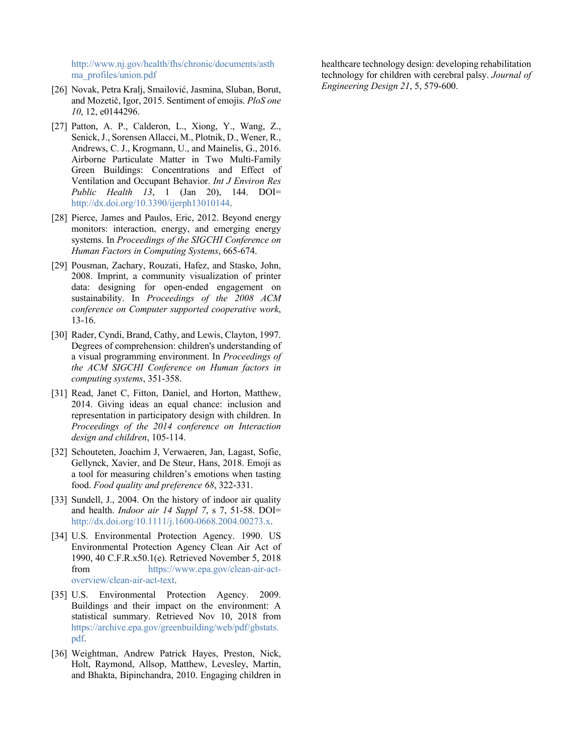http://www.nj.gov/health/fhs/chronic/documents/asthma_profiles/union.pdf

[26] Novak, Petra Kralj, Smailović, Jasmina, Sluban, Borut, and Mozetič, Igor, 2015. Sentiment of emojis. *PloS one 10*, 12, e0144296.

[27] Patton, A. P., Calderon, L., Xiong, Y., Wang, Z., Senick, J., Sorensen Allacci, M., Plotnik, D., Wener, R., Andrews, C. J., Krogmann, U., and Mainelis, G., 2016. Airborne Particulate Matter in Two Multi-Family Green Buildings: Concentrations and Effect of Ventilation and Occupant Behavior. *Int J Environ Res Public Health 13*, 1 (Jan 20), 144. DOI= http://dx.doi.org/10.3390/ijerph13010144.

[28] Pierce, James and Paulos, Eric, 2012. Beyond energy monitors: interaction, energy, and emerging energy systems. In *Proceedings of the SIGCHI Conference on Human Factors in Computing Systems*, 665-674.

[29] Pousman, Zachary, Rouzati, Hafez, and Stasko, John, 2008. Imprint, a community visualization of printer data: designing for open-ended engagement on sustainability. In *Proceedings of the 2008 ACM conference on Computer supported cooperative work*, 13-16.

[30] Rader, Cyndi, Brand, Cathy, and Lewis, Clayton, 1997. Degrees of comprehension: children's understanding of a visual programming environment. In *Proceedings of the ACM SIGCHI Conference on Human factors in computing systems*, 351-358.

[31] Read, Janet C, Fitton, Daniel, and Horton, Matthew, 2014. Giving ideas an equal chance: inclusion and representation in participatory design with children. In *Proceedings of the 2014 conference on Interaction design and children*, 105-114.

[32] Schouteten, Joachim J, Verwaeren, Jan, Lagast, Sofie, Gellynck, Xavier, and De Steur, Hans, 2018. Emoji as a tool for measuring children's emotions when tasting food. *Food quality and preference 68*, 322-331.

[33] Sundell, J., 2004. On the history of indoor air quality and health. *Indoor air 14 Suppl 7*, s 7, 51-58. DOI= http://dx.doi.org/10.1111/j.1600-0668.2004.00273.x.

[34] U.S. Environmental Protection Agency. 1990. US Environmental Protection Agency Clean Air Act of 1990, 40 C.F.R.x50.1(e). Retrieved November 5, 2018 from https://www.epa.gov/clean-air-act-overview/clean-air-act-text.

[35] U.S. Environmental Protection Agency. 2009. Buildings and their impact on the environment: A statistical summary. Retrieved Nov 10, 2018 from https://archive.epa.gov/greenbuilding/web/pdf/gbstats.pdf.

[36] Weightman, Andrew Patrick Hayes, Preston, Nick, Holt, Raymond, Allsop, Matthew, Levesley, Martin, and Bhakta, Bipinchandra, 2010. Engaging children in healthcare technology design: developing rehabilitation technology for children with cerebral palsy. *Journal of Engineering Design 21*, 5, 579-600.